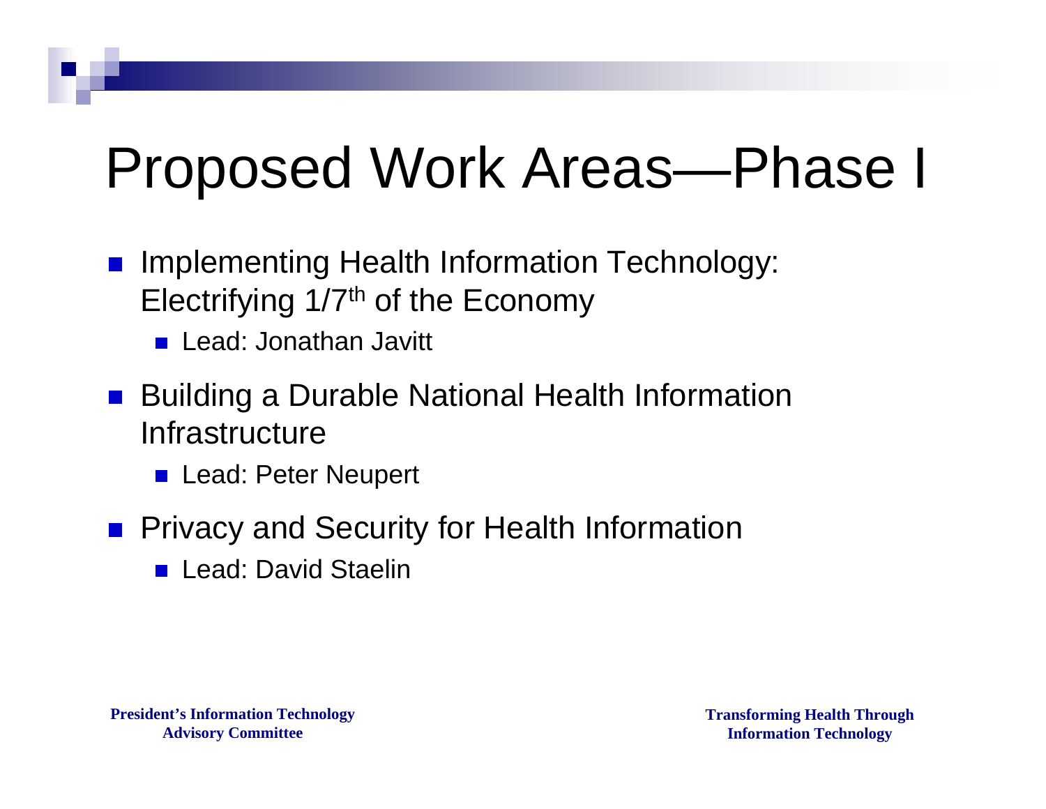# Proposed Work Areas—Phase I

- Implementing Health Information Technology: Electrifying 1/7th of the Economy
  - Lead: Jonathan Javitt
- Building a Durable National Health Information Infrastructure
  - Lead: Peter Neupert
- Privacy and Security for Health Information
  - Lead: David Staelin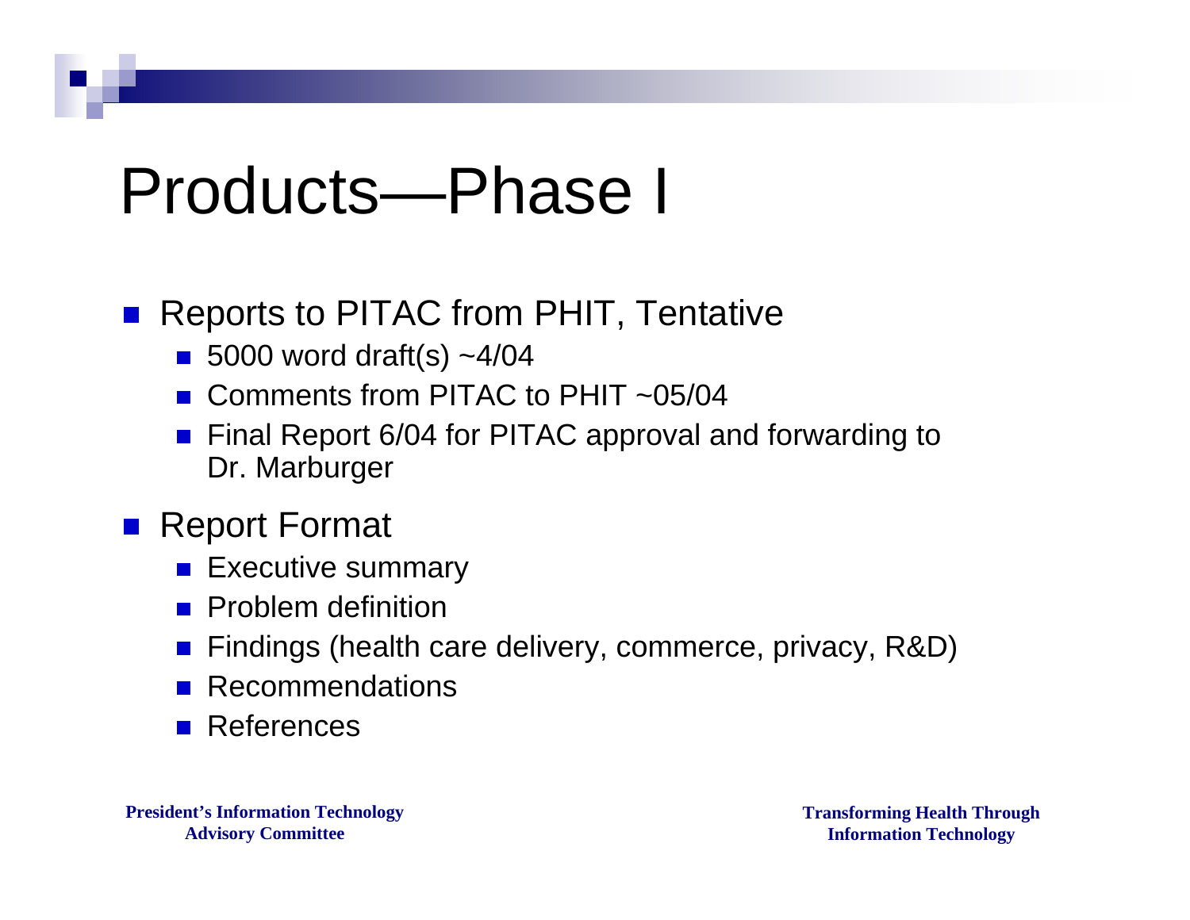# Products—Phase I

- Reports to PITAC from PHIT, Tentative
  - 5000 word draft(s) ~4/04
  - Comments from PITAC to PHIT ~05/04
  - Final Report 6/04 for PITAC approval and forwarding to Dr. Marburger
- Report Format
  - Executive summary
  - Problem definition
  - Findings (health care delivery, commerce, privacy, R&D)
  - Recommendations
  - References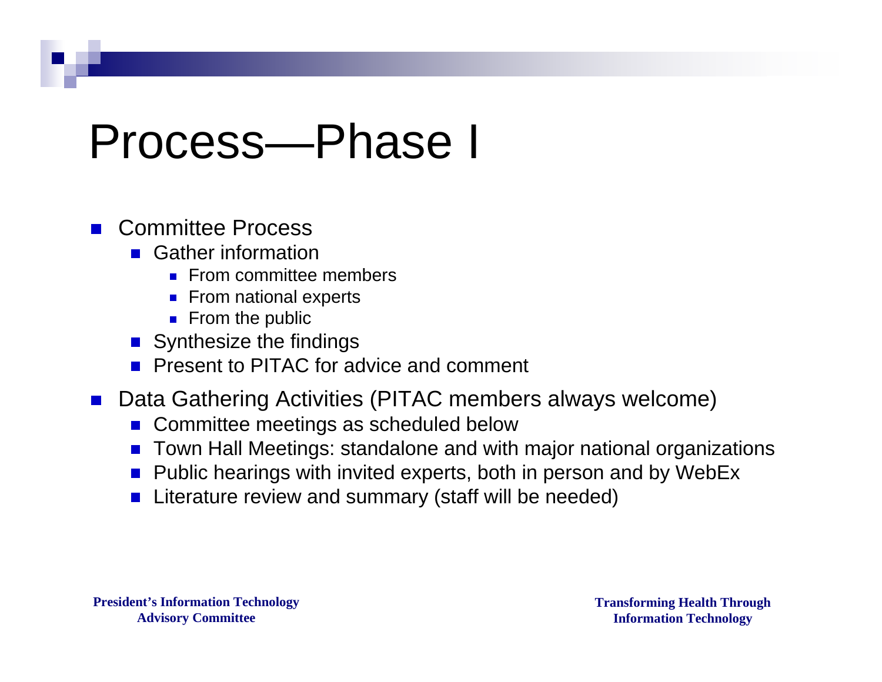# Process—Phase I

- Committee Process
  - Gather information
    - From committee members
    - From national experts
    - From the public
  - Synthesize the findings
  - Present to PITAC for advice and comment
- Data Gathering Activities (PITAC members always welcome)
  - Committee meetings as scheduled below
  - Town Hall Meetings: standalone and with major national organizations
  - Public hearings with invited experts, both in person and by WebEx
  - Literature review and summary (staff will be needed)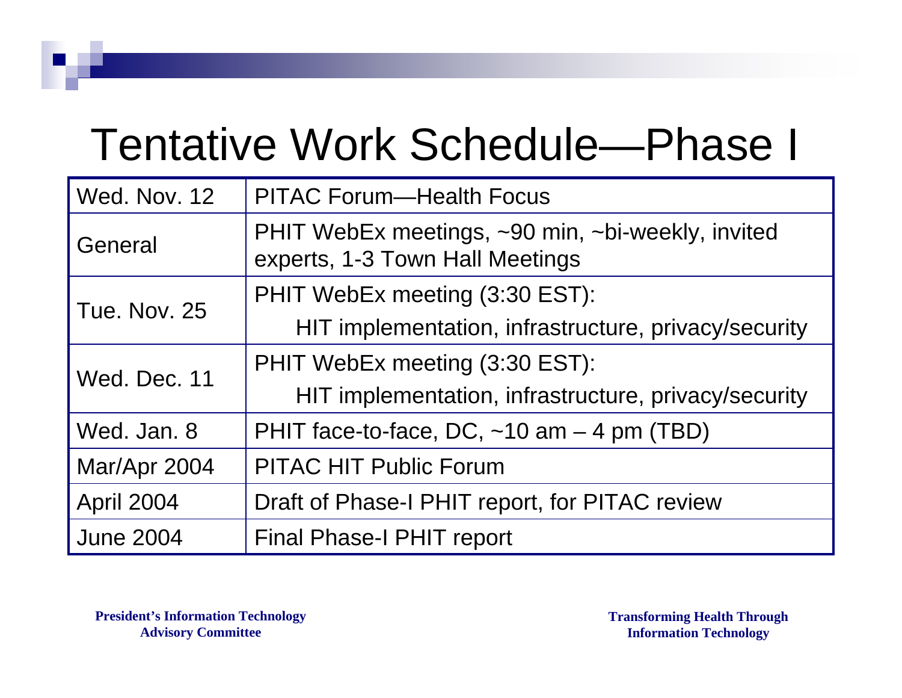# Tentative Work Schedule—Phase I

| | |
|---|---|
| Wed. Nov. 12 | PITAC Forum—Health Focus |
| General | PHIT WebEx meetings, ~90 min, ~bi-weekly, invited experts, 1-3 Town Hall Meetings |
| Tue. Nov. 25 | PHIT WebEx meeting (3:30 EST): HIT implementation, infrastructure, privacy/security |
| Wed. Dec. 11 | PHIT WebEx meeting (3:30 EST): HIT implementation, infrastructure, privacy/security |
| Wed. Jan. 8 | PHIT face-to-face, DC, ~10 am – 4 pm (TBD) |
| Mar/Apr 2004 | PITAC HIT Public Forum |
| April 2004 | Draft of Phase-I PHIT report, for PITAC review |
| June 2004 | Final Phase-I PHIT report |